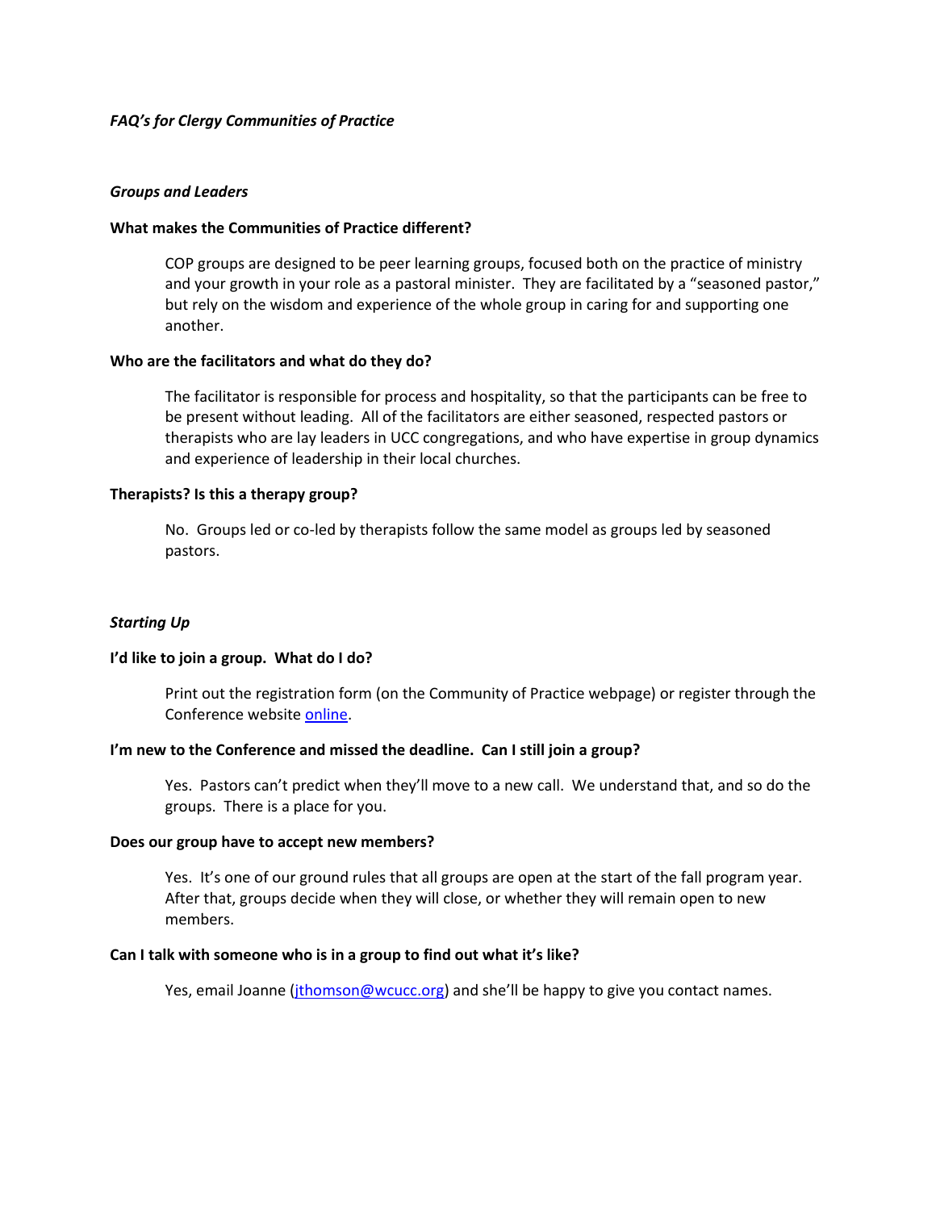*FAQ's for Clergy Communities of Practice*

*Groups and Leaders*

**What makes the Communities of Practice different?**

COP groups are designed to be peer learning groups, focused both on the practice of ministry and your growth in your role as a pastoral minister. They are facilitated by a "seasoned pastor," but rely on the wisdom and experience of the whole group in caring for and supporting one another.

**Who are the facilitators and what do they do?**

The facilitator is responsible for process and hospitality, so that the participants can be free to be present without leading. All of the facilitators are either seasoned, respected pastors or therapists who are lay leaders in UCC congregations, and who have expertise in group dynamics and experience of leadership in their local churches.

**Therapists? Is this a therapy group?**

No. Groups led or co-led by therapists follow the same model as groups led by seasoned pastors.

*Starting Up*

**I'd like to join a group. What do I do?**

Print out the registration form (on the Community of Practice webpage) or register through the Conference website online.

**I'm new to the Conference and missed the deadline. Can I still join a group?**

Yes. Pastors can't predict when they'll move to a new call. We understand that, and so do the groups. There is a place for you.

**Does our group have to accept new members?**

Yes. It's one of our ground rules that all groups are open at the start of the fall program year. After that, groups decide when they will close, or whether they will remain open to new members.

**Can I talk with someone who is in a group to find out what it's like?**

Yes, email Joanne (jthomson@wcucc.org) and she'll be happy to give you contact names.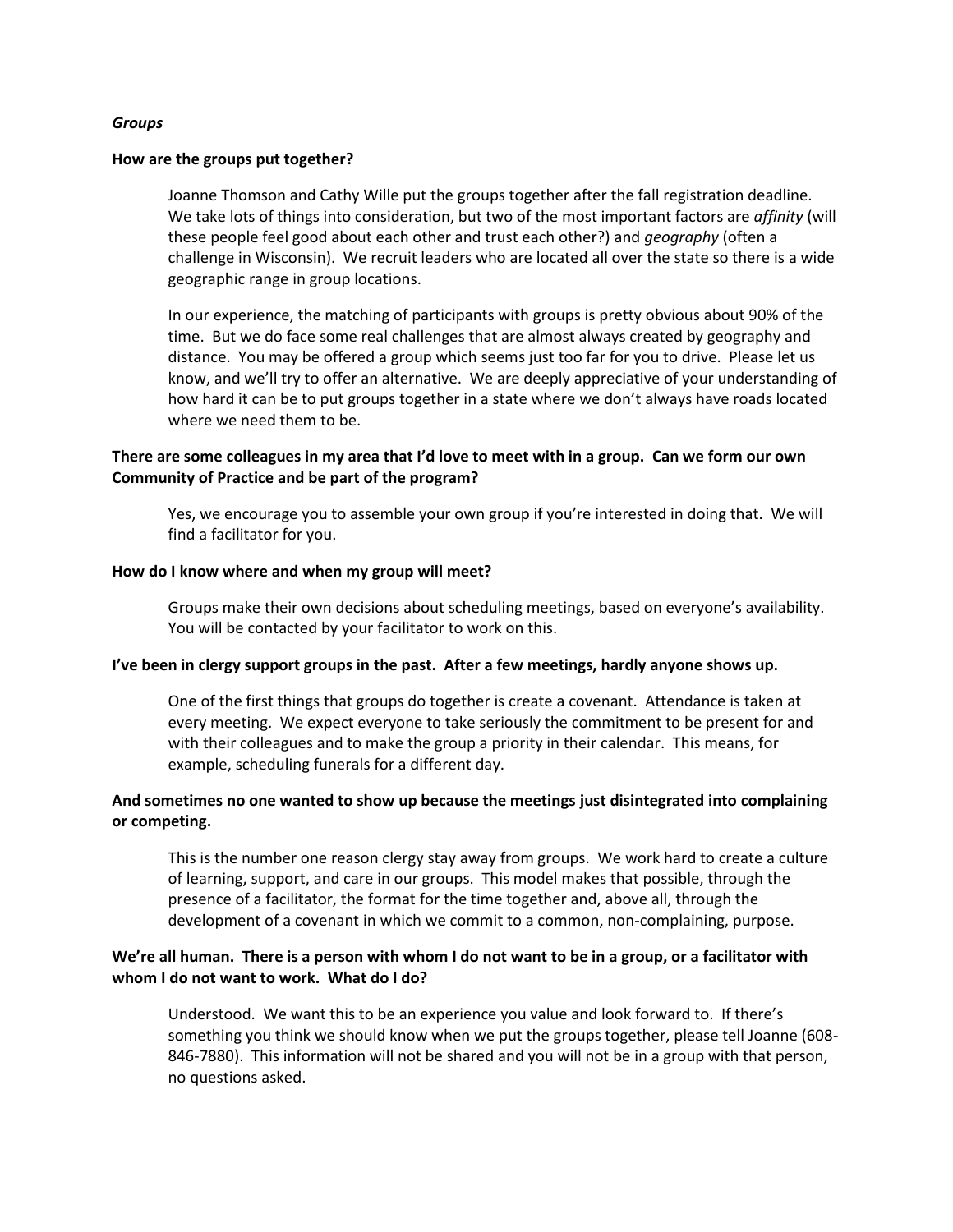### *Groups*

**How are the groups put together?**

Joanne Thomson and Cathy Wille put the groups together after the fall registration deadline. We take lots of things into consideration, but two of the most important factors are *affinity* (will these people feel good about each other and trust each other?) and *geography* (often a challenge in Wisconsin). We recruit leaders who are located all over the state so there is a wide geographic range in group locations.

In our experience, the matching of participants with groups is pretty obvious about 90% of the time. But we do face some real challenges that are almost always created by geography and distance. You may be offered a group which seems just too far for you to drive. Please let us know, and we'll try to offer an alternative. We are deeply appreciative of your understanding of how hard it can be to put groups together in a state where we don't always have roads located where we need them to be.

**There are some colleagues in my area that I'd love to meet with in a group. Can we form our own Community of Practice and be part of the program?**

Yes, we encourage you to assemble your own group if you're interested in doing that. We will find a facilitator for you.

**How do I know where and when my group will meet?**

Groups make their own decisions about scheduling meetings, based on everyone's availability. You will be contacted by your facilitator to work on this.

**I've been in clergy support groups in the past. After a few meetings, hardly anyone shows up.**

One of the first things that groups do together is create a covenant. Attendance is taken at every meeting. We expect everyone to take seriously the commitment to be present for and with their colleagues and to make the group a priority in their calendar. This means, for example, scheduling funerals for a different day.

**And sometimes no one wanted to show up because the meetings just disintegrated into complaining or competing.**

This is the number one reason clergy stay away from groups. We work hard to create a culture of learning, support, and care in our groups. This model makes that possible, through the presence of a facilitator, the format for the time together and, above all, through the development of a covenant in which we commit to a common, non-complaining, purpose.

**We're all human. There is a person with whom I do not want to be in a group, or a facilitator with whom I do not want to work. What do I do?**

Understood. We want this to be an experience you value and look forward to. If there's something you think we should know when we put the groups together, please tell Joanne (608-846-7880). This information will not be shared and you will not be in a group with that person, no questions asked.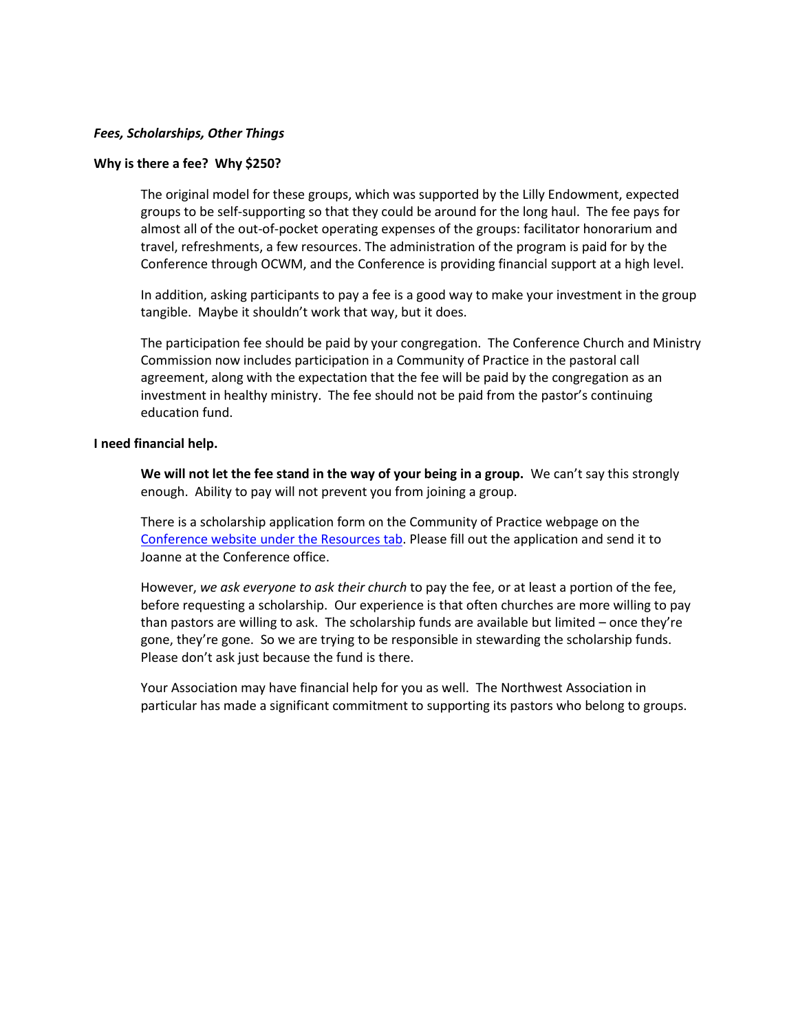***Fees, Scholarships, Other Things***

**Why is there a fee? Why $250?**

The original model for these groups, which was supported by the Lilly Endowment, expected groups to be self-supporting so that they could be around for the long haul. The fee pays for almost all of the out-of-pocket operating expenses of the groups: facilitator honorarium and travel, refreshments, a few resources. The administration of the program is paid for by the Conference through OCWM, and the Conference is providing financial support at a high level.

In addition, asking participants to pay a fee is a good way to make your investment in the group tangible. Maybe it shouldn't work that way, but it does.

The participation fee should be paid by your congregation. The Conference Church and Ministry Commission now includes participation in a Community of Practice in the pastoral call agreement, along with the expectation that the fee will be paid by the congregation as an investment in healthy ministry. The fee should not be paid from the pastor's continuing education fund.

**I need financial help.**

**We will not let the fee stand in the way of your being in a group.** We can't say this strongly enough. Ability to pay will not prevent you from joining a group.

There is a scholarship application form on the Community of Practice webpage on the Conference website under the Resources tab. Please fill out the application and send it to Joanne at the Conference office.

However, *we ask everyone to ask their church* to pay the fee, or at least a portion of the fee, before requesting a scholarship. Our experience is that often churches are more willing to pay than pastors are willing to ask. The scholarship funds are available but limited – once they're gone, they're gone. So we are trying to be responsible in stewarding the scholarship funds. Please don't ask just because the fund is there.

Your Association may have financial help for you as well. The Northwest Association in particular has made a significant commitment to supporting its pastors who belong to groups.